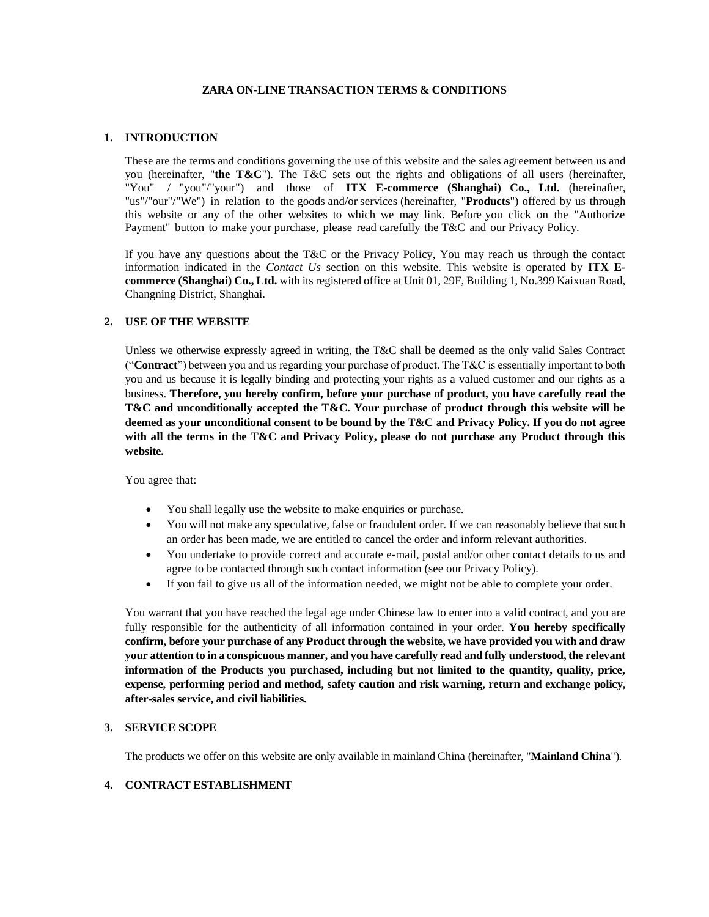# ZARA ON-LINE TRANSACTION TERMS & CONDITIONS

## 1. INTRODUCTION

These are the terms and conditions governing the use of this website and the sales agreement between us and you (hereinafter, "**the T&C**"). The T&C sets out the rights and obligations of all users (hereinafter, "You" / "you"/"your") and those of **ITX E-commerce (Shanghai) Co., Ltd.** (hereinafter, "us"/"our"/"We") in relation to the goods and/or services (hereinafter, "**Products**") offered by us through this website or any of the other websites to which we may link. Before you click on the "Authorize Payment" button to make your purchase, please read carefully the T&C and our Privacy Policy.

If you have any questions about the T&C or the Privacy Policy, You may reach us through the contact information indicated in the *Contact Us* section on this website. This website is operated by **ITX E-commerce (Shanghai) Co., Ltd.** with its registered office at Unit 01, 29F, Building 1, No.399 Kaixuan Road, Changning District, Shanghai.

## 2. USE OF THE WEBSITE

Unless we otherwise expressly agreed in writing, the T&C shall be deemed as the only valid Sales Contract ("**Contract**") between you and us regarding your purchase of product. The T&C is essentially important to both you and us because it is legally binding and protecting your rights as a valued customer and our rights as a business. **Therefore, you hereby confirm, before your purchase of product, you have carefully read the T&C and unconditionally accepted the T&C. Your purchase of product through this website will be deemed as your unconditional consent to be bound by the T&C and Privacy Policy. If you do not agree with all the terms in the T&C and Privacy Policy, please do not purchase any Product through this website.**

You agree that:

- You shall legally use the website to make enquiries or purchase.
- You will not make any speculative, false or fraudulent order. If we can reasonably believe that such an order has been made, we are entitled to cancel the order and inform relevant authorities.
- You undertake to provide correct and accurate e-mail, postal and/or other contact details to us and agree to be contacted through such contact information (see our Privacy Policy).
- If you fail to give us all of the information needed, we might not be able to complete your order.

You warrant that you have reached the legal age under Chinese law to enter into a valid contract, and you are fully responsible for the authenticity of all information contained in your order. **You hereby specifically confirm, before your purchase of any Product through the website, we have provided you with and draw your attention to in a conspicuous manner, and you have carefully read and fully understood, the relevant information of the Products you purchased, including but not limited to the quantity, quality, price, expense, performing period and method, safety caution and risk warning, return and exchange policy, after-sales service, and civil liabilities.**

## 3. SERVICE SCOPE

The products we offer on this website are only available in mainland China (hereinafter, "**Mainland China**").

## 4. CONTRACT ESTABLISHMENT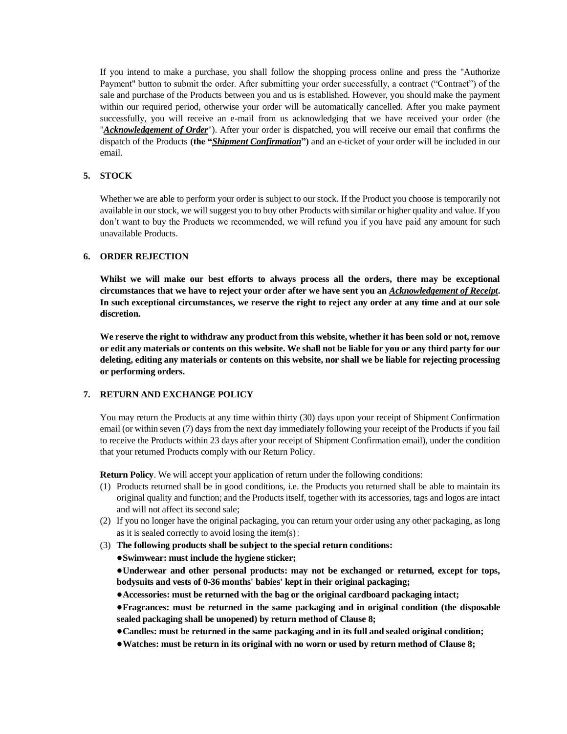If you intend to make a purchase, you shall follow the shopping process online and press the "Authorize Payment" button to submit the order. After submitting your order successfully, a contract ("Contract") of the sale and purchase of the Products between you and us is established. However, you should make the payment within our required period, otherwise your order will be automatically cancelled. After you make payment successfully, you will receive an e-mail from us acknowledging that we have received your order (the "***Acknowledgement of Order***"). After your order is dispatched, you will receive our email that confirms the dispatch of the Products **(the "*Shipment Confirmation*")** and an e-ticket of your order will be included in our email.

## 5. STOCK

Whether we are able to perform your order is subject to our stock. If the Product you choose is temporarily not available in our stock, we will suggest you to buy other Products with similar or higher quality and value. If you don't want to buy the Products we recommended, we will refund you if you have paid any amount for such unavailable Products.

## 6. ORDER REJECTION

**Whilst we will make our best efforts to always process all the orders, there may be exceptional circumstances that we have to reject your order after we have sent you an *Acknowledgement of Receipt*. In such exceptional circumstances, we reserve the right to reject any order at any time and at our sole discretion.**

**We reserve the right to withdraw any product from this website, whether it has been sold or not, remove or edit any materials or contents on this website. We shall not be liable for you or any third party for our deleting, editing any materials or contents on this website, nor shall we be liable for rejecting processing or performing orders.**

## 7. RETURN AND EXCHANGE POLICY

You may return the Products at any time within thirty (30) days upon your receipt of Shipment Confirmation email (or within seven (7) days from the next day immediately following your receipt of the Products if you fail to receive the Products within 23 days after your receipt of Shipment Confirmation email), under the condition that your returned Products comply with our Return Policy.

**Return Policy**. We will accept your application of return under the following conditions:

(1) Products returned shall be in good conditions, i.e. the Products you returned shall be able to maintain its original quality and function; and the Products itself, together with its accessories, tags and logos are intact and will not affect its second sale;

(2) If you no longer have the original packaging, you can return your order using any other packaging, as long as it is sealed correctly to avoid losing the item(s);

(3) **The following products shall be subject to the special return conditions:**

- **Swimwear: must include the hygiene sticker;**
- **Underwear and other personal products: may not be exchanged or returned, except for tops, bodysuits and vests of 0-36 months' babies' kept in their original packaging;**
- **Accessories: must be returned with the bag or the original cardboard packaging intact;**
- **Fragrances: must be returned in the same packaging and in original condition (the disposable sealed packaging shall be unopened) by return method of Clause 8;**
- **Candles: must be returned in the same packaging and in its full and sealed original condition;**
- **Watches: must be return in its original with no worn or used by return method of Clause 8;**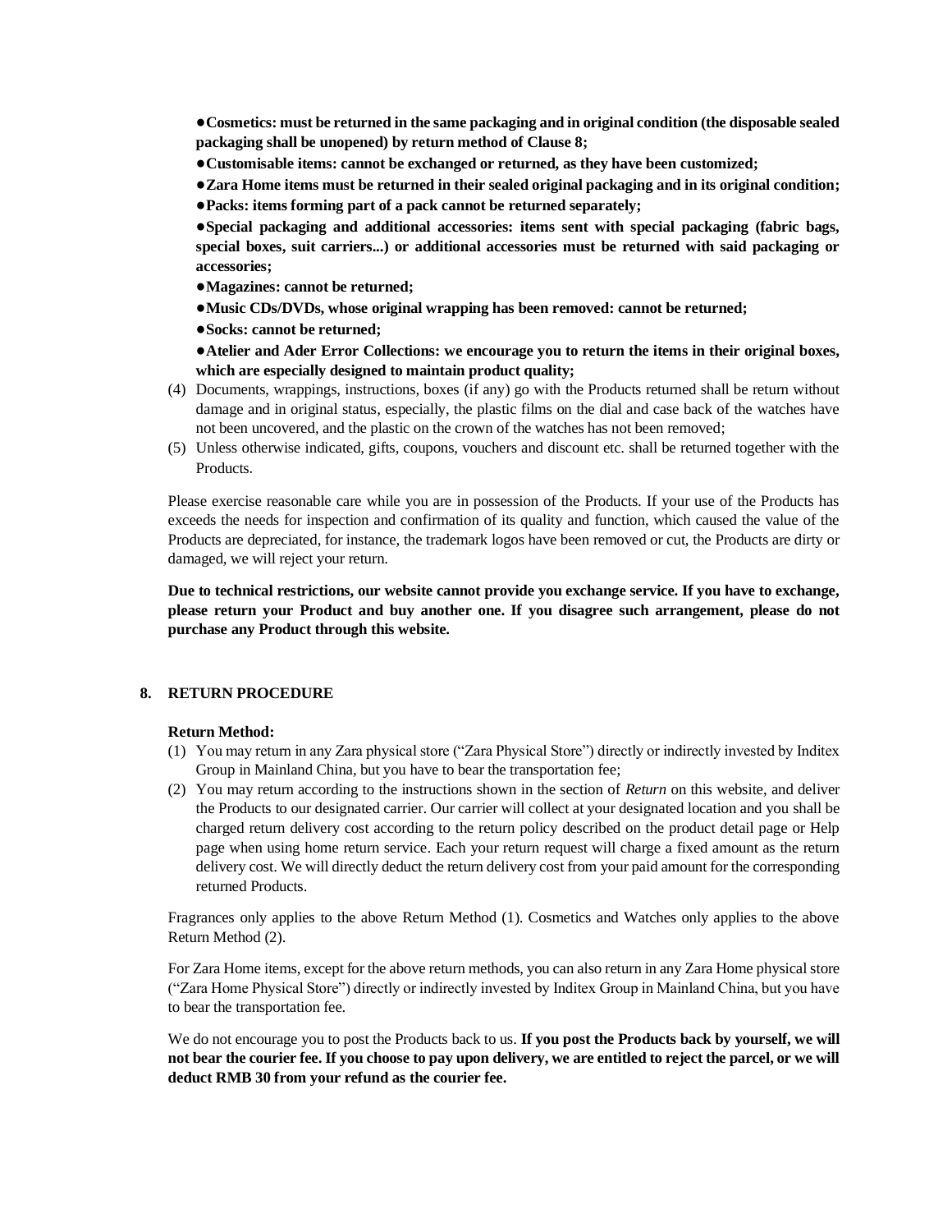**●Cosmetics: must be returned in the same packaging and in original condition (the disposable sealed packaging shall be unopened) by return method of Clause 8;**

**●Customisable items: cannot be exchanged or returned, as they have been customized;**

**●Zara Home items must be returned in their sealed original packaging and in its original condition;**

**●Packs: items forming part of a pack cannot be returned separately;**

**●Special packaging and additional accessories: items sent with special packaging (fabric bags, special boxes, suit carriers...) or additional accessories must be returned with said packaging or accessories;**

**●Magazines: cannot be returned;**

**●Music CDs/DVDs, whose original wrapping has been removed: cannot be returned;**

**●Socks: cannot be returned;**

**●Atelier and Ader Error Collections: we encourage you to return the items in their original boxes, which are especially designed to maintain product quality;**

(4) Documents, wrappings, instructions, boxes (if any) go with the Products returned shall be return without damage and in original status, especially, the plastic films on the dial and case back of the watches have not been uncovered, and the plastic on the crown of the watches has not been removed;

(5) Unless otherwise indicated, gifts, coupons, vouchers and discount etc. shall be returned together with the Products.

Please exercise reasonable care while you are in possession of the Products. If your use of the Products has exceeds the needs for inspection and confirmation of its quality and function, which caused the value of the Products are depreciated, for instance, the trademark logos have been removed or cut, the Products are dirty or damaged, we will reject your return.

**Due to technical restrictions, our website cannot provide you exchange service. If you have to exchange, please return your Product and buy another one. If you disagree such arrangement, please do not purchase any Product through this website.**

## 8. RETURN PROCEDURE

**Return Method:**

(1) You may return in any Zara physical store ("Zara Physical Store") directly or indirectly invested by Inditex Group in Mainland China, but you have to bear the transportation fee;

(2) You may return according to the instructions shown in the section of *Return* on this website, and deliver the Products to our designated carrier. Our carrier will collect at your designated location and you shall be charged return delivery cost according to the return policy described on the product detail page or Help page when using home return service. Each your return request will charge a fixed amount as the return delivery cost. We will directly deduct the return delivery cost from your paid amount for the corresponding returned Products.

Fragrances only applies to the above Return Method (1). Cosmetics and Watches only applies to the above Return Method (2).

For Zara Home items, except for the above return methods, you can also return in any Zara Home physical store ("Zara Home Physical Store") directly or indirectly invested by Inditex Group in Mainland China, but you have to bear the transportation fee.

We do not encourage you to post the Products back to us. **If you post the Products back by yourself, we will not bear the courier fee. If you choose to pay upon delivery, we are entitled to reject the parcel, or we will deduct RMB 30 from your refund as the courier fee.**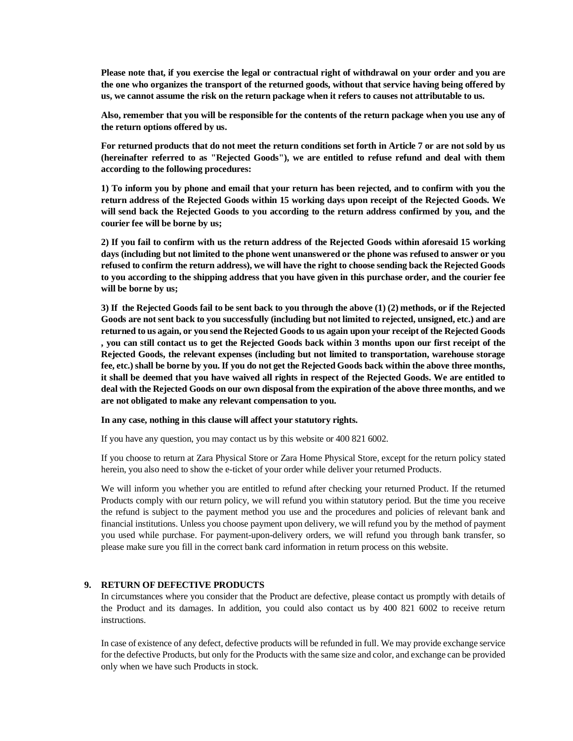**Please note that, if you exercise the legal or contractual right of withdrawal on your order and you are the one who organizes the transport of the returned goods, without that service having being offered by us, we cannot assume the risk on the return package when it refers to causes not attributable to us.**

**Also, remember that you will be responsible for the contents of the return package when you use any of the return options offered by us.**

**For returned products that do not meet the return conditions set forth in Article 7 or are not sold by us (hereinafter referred to as "Rejected Goods"), we are entitled to refuse refund and deal with them according to the following procedures:**

**1) To inform you by phone and email that your return has been rejected, and to confirm with you the return address of the Rejected Goods within 15 working days upon receipt of the Rejected Goods. We will send back the Rejected Goods to you according to the return address confirmed by you, and the courier fee will be borne by us;**

**2) If you fail to confirm with us the return address of the Rejected Goods within aforesaid 15 working days (including but not limited to the phone went unanswered or the phone was refused to answer or you refused to confirm the return address), we will have the right to choose sending back the Rejected Goods to you according to the shipping address that you have given in this purchase order, and the courier fee will be borne by us;**

**3) If the Rejected Goods fail to be sent back to you through the above (1) (2) methods, or if the Rejected Goods are not sent back to you successfully (including but not limited to rejected, unsigned, etc.) and are returned to us again, or you send the Rejected Goods to us again upon your receipt of the Rejected Goods , you can still contact us to get the Rejected Goods back within 3 months upon our first receipt of the Rejected Goods, the relevant expenses (including but not limited to transportation, warehouse storage fee, etc.) shall be borne by you. If you do not get the Rejected Goods back within the above three months, it shall be deemed that you have waived all rights in respect of the Rejected Goods. We are entitled to deal with the Rejected Goods on our own disposal from the expiration of the above three months, and we are not obligated to make any relevant compensation to you.**

**In any case, nothing in this clause will affect your statutory rights.**

If you have any question, you may contact us by this website or 400 821 6002.

If you choose to return at Zara Physical Store or Zara Home Physical Store, except for the return policy stated herein, you also need to show the e-ticket of your order while deliver your returned Products.

We will inform you whether you are entitled to refund after checking your returned Product. If the returned Products comply with our return policy, we will refund you within statutory period. But the time you receive the refund is subject to the payment method you use and the procedures and policies of relevant bank and financial institutions. Unless you choose payment upon delivery, we will refund you by the method of payment you used while purchase. For payment-upon-delivery orders, we will refund you through bank transfer, so please make sure you fill in the correct bank card information in return process on this website.

## 9. RETURN OF DEFECTIVE PRODUCTS

In circumstances where you consider that the Product are defective, please contact us promptly with details of the Product and its damages. In addition, you could also contact us by 400 821 6002 to receive return instructions.

In case of existence of any defect, defective products will be refunded in full. We may provide exchange service for the defective Products, but only for the Products with the same size and color, and exchange can be provided only when we have such Products in stock.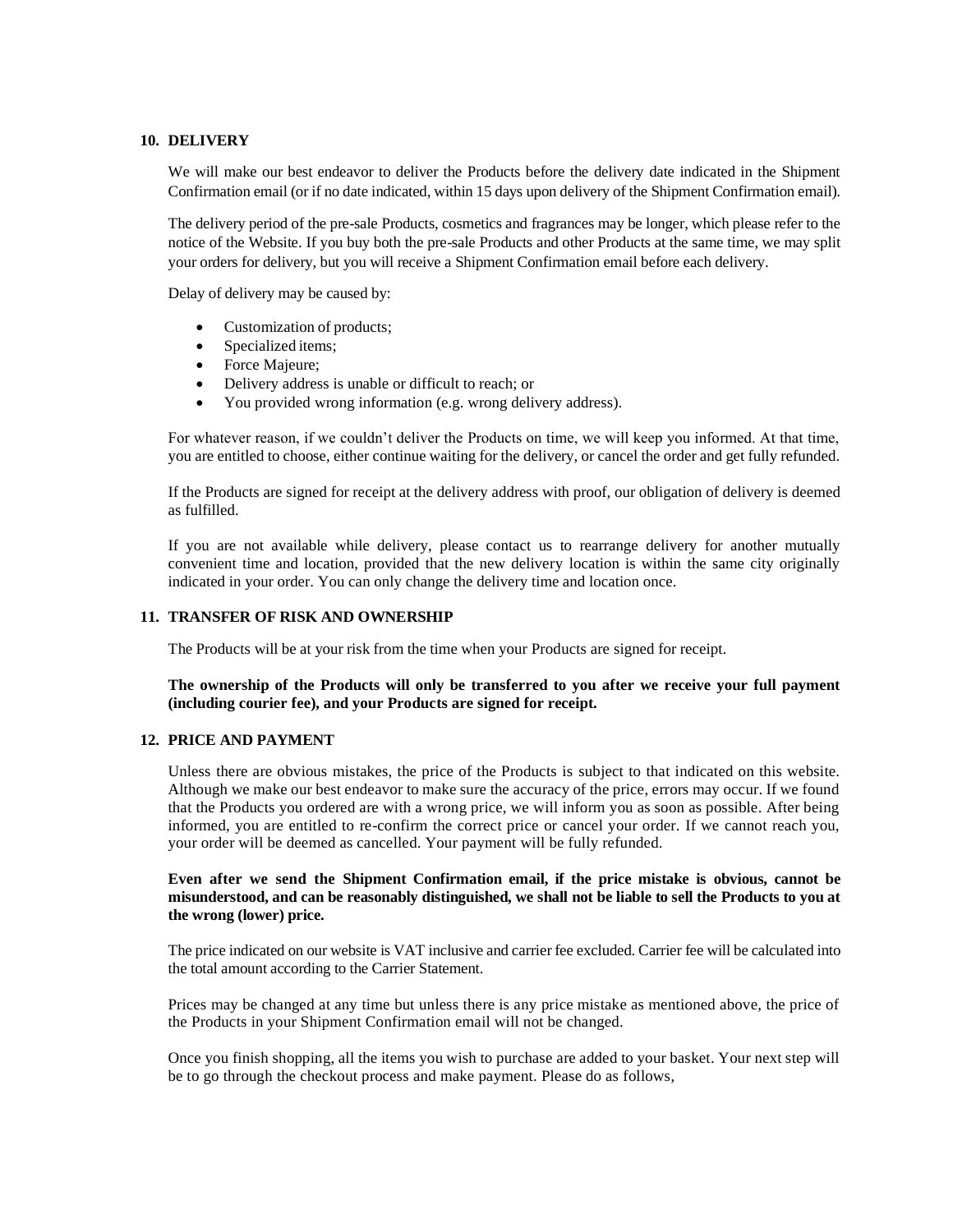## 10. DELIVERY

We will make our best endeavor to deliver the Products before the delivery date indicated in the Shipment Confirmation email (or if no date indicated, within 15 days upon delivery of the Shipment Confirmation email).

The delivery period of the pre-sale Products, cosmetics and fragrances may be longer, which please refer to the notice of the Website. If you buy both the pre-sale Products and other Products at the same time, we may split your orders for delivery, but you will receive a Shipment Confirmation email before each delivery.

Delay of delivery may be caused by:

- Customization of products;
- Specialized items;
- Force Majeure;
- Delivery address is unable or difficult to reach; or
- You provided wrong information (e.g. wrong delivery address).

For whatever reason, if we couldn't deliver the Products on time, we will keep you informed. At that time, you are entitled to choose, either continue waiting for the delivery, or cancel the order and get fully refunded.

If the Products are signed for receipt at the delivery address with proof, our obligation of delivery is deemed as fulfilled.

If you are not available while delivery, please contact us to rearrange delivery for another mutually convenient time and location, provided that the new delivery location is within the same city originally indicated in your order. You can only change the delivery time and location once.

## 11. TRANSFER OF RISK AND OWNERSHIP

The Products will be at your risk from the time when your Products are signed for receipt.

**The ownership of the Products will only be transferred to you after we receive your full payment (including courier fee), and your Products are signed for receipt.**

## 12. PRICE AND PAYMENT

Unless there are obvious mistakes, the price of the Products is subject to that indicated on this website. Although we make our best endeavor to make sure the accuracy of the price, errors may occur. If we found that the Products you ordered are with a wrong price, we will inform you as soon as possible. After being informed, you are entitled to re-confirm the correct price or cancel your order. If we cannot reach you, your order will be deemed as cancelled. Your payment will be fully refunded.

**Even after we send the Shipment Confirmation email, if the price mistake is obvious, cannot be misunderstood, and can be reasonably distinguished, we shall not be liable to sell the Products to you at the wrong (lower) price.**

The price indicated on our website is VAT inclusive and carrier fee excluded. Carrier fee will be calculated into the total amount according to the Carrier Statement.

Prices may be changed at any time but unless there is any price mistake as mentioned above, the price of the Products in your Shipment Confirmation email will not be changed.

Once you finish shopping, all the items you wish to purchase are added to your basket. Your next step will be to go through the checkout process and make payment. Please do as follows,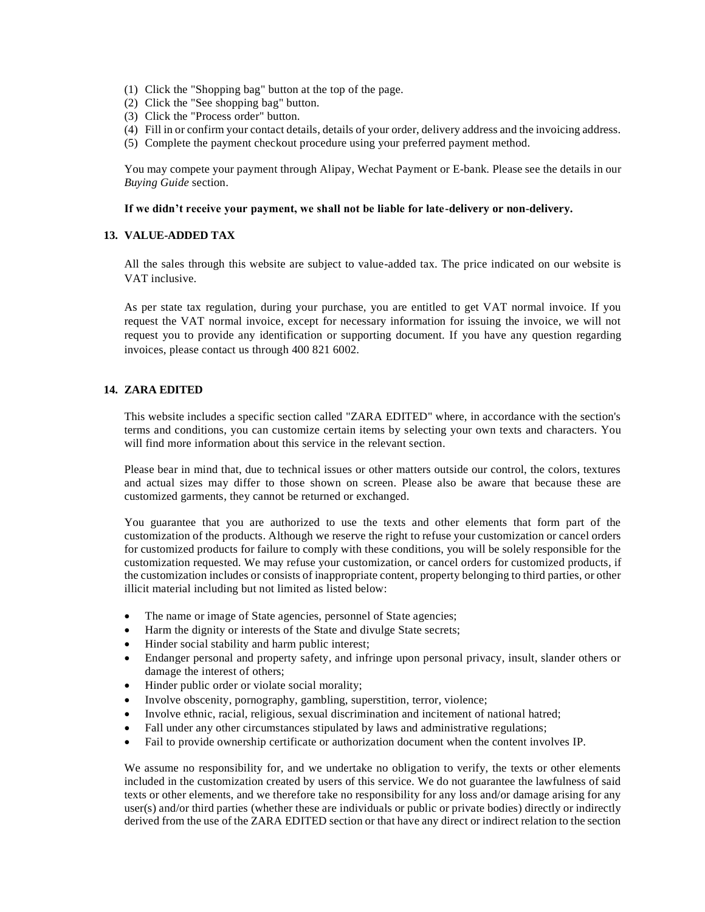(1) Click the "Shopping bag" button at the top of the page.
(2) Click the "See shopping bag" button.
(3) Click the "Process order" button.
(4) Fill in or confirm your contact details, details of your order, delivery address and the invoicing address.
(5) Complete the payment checkout procedure using your preferred payment method.

You may compete your payment through Alipay, Wechat Payment or E-bank. Please see the details in our *Buying Guide* section.

**If we didn't receive your payment, we shall not be liable for late-delivery or non-delivery.**

## 13. VALUE-ADDED TAX

All the sales through this website are subject to value-added tax. The price indicated on our website is VAT inclusive.

As per state tax regulation, during your purchase, you are entitled to get VAT normal invoice. If you request the VAT normal invoice, except for necessary information for issuing the invoice, we will not request you to provide any identification or supporting document. If you have any question regarding invoices, please contact us through 400 821 6002.

## 14. ZARA EDITED

This website includes a specific section called "ZARA EDITED" where, in accordance with the section's terms and conditions, you can customize certain items by selecting your own texts and characters. You will find more information about this service in the relevant section.

Please bear in mind that, due to technical issues or other matters outside our control, the colors, textures and actual sizes may differ to those shown on screen. Please also be aware that because these are customized garments, they cannot be returned or exchanged.

You guarantee that you are authorized to use the texts and other elements that form part of the customization of the products. Although we reserve the right to refuse your customization or cancel orders for customized products for failure to comply with these conditions, you will be solely responsible for the customization requested. We may refuse your customization, or cancel orders for customized products, if the customization includes or consists of inappropriate content, property belonging to third parties, or other illicit material including but not limited as listed below:

- The name or image of State agencies, personnel of State agencies;
- Harm the dignity or interests of the State and divulge State secrets;
- Hinder social stability and harm public interest;
- Endanger personal and property safety, and infringe upon personal privacy, insult, slander others or damage the interest of others;
- Hinder public order or violate social morality;
- Involve obscenity, pornography, gambling, superstition, terror, violence;
- Involve ethnic, racial, religious, sexual discrimination and incitement of national hatred;
- Fall under any other circumstances stipulated by laws and administrative regulations;
- Fail to provide ownership certificate or authorization document when the content involves IP.

We assume no responsibility for, and we undertake no obligation to verify, the texts or other elements included in the customization created by users of this service. We do not guarantee the lawfulness of said texts or other elements, and we therefore take no responsibility for any loss and/or damage arising for any user(s) and/or third parties (whether these are individuals or public or private bodies) directly or indirectly derived from the use of the ZARA EDITED section or that have any direct or indirect relation to the section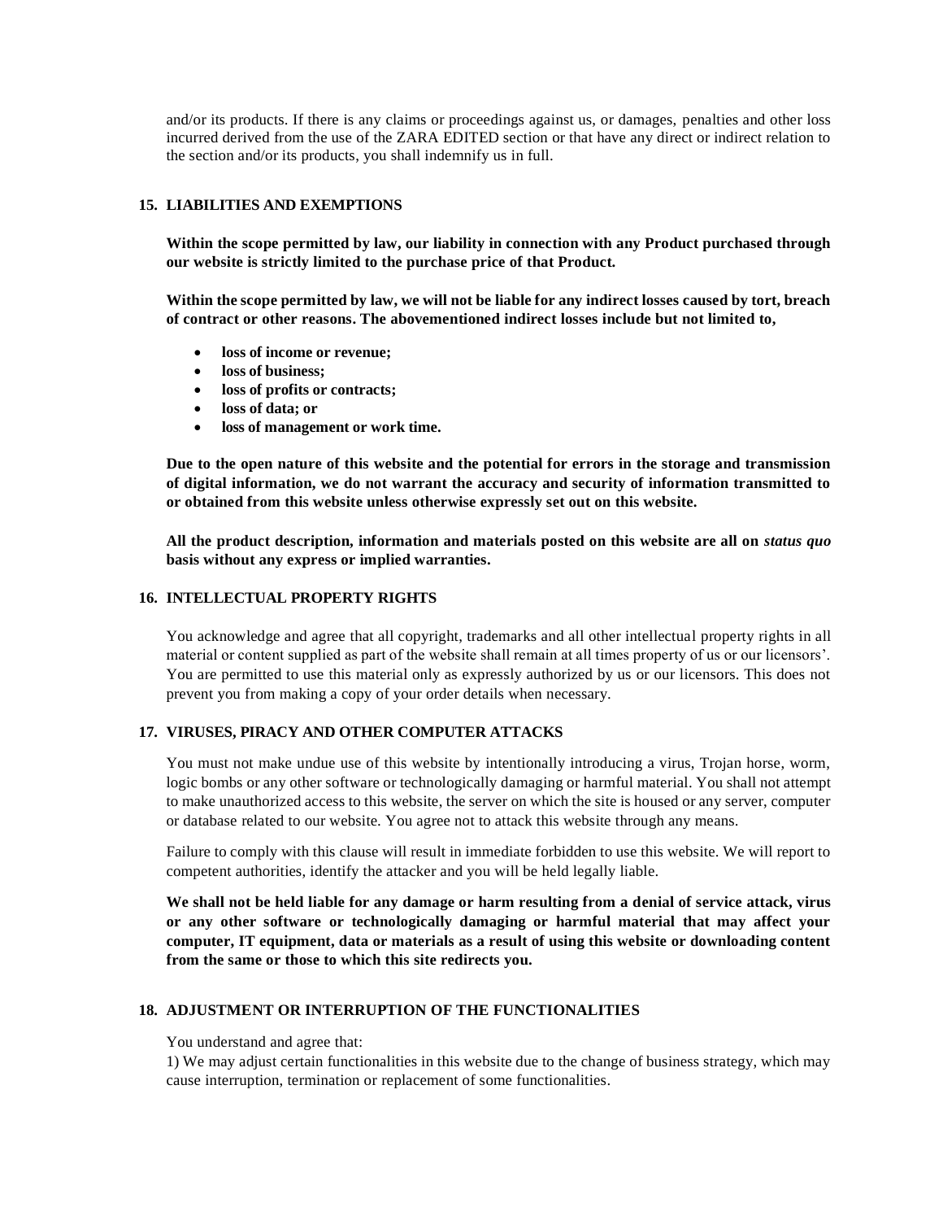and/or its products. If there is any claims or proceedings against us, or damages, penalties and other loss incurred derived from the use of the ZARA EDITED section or that have any direct or indirect relation to the section and/or its products, you shall indemnify us in full.

## 15. LIABILITIES AND EXEMPTIONS

**Within the scope permitted by law, our liability in connection with any Product purchased through our website is strictly limited to the purchase price of that Product.**

**Within the scope permitted by law, we will not be liable for any indirect losses caused by tort, breach of contract or other reasons. The abovementioned indirect losses include but not limited to,**

- **loss of income or revenue;**
- **loss of business;**
- **loss of profits or contracts;**
- **loss of data; or**
- **loss of management or work time.**

**Due to the open nature of this website and the potential for errors in the storage and transmission of digital information, we do not warrant the accuracy and security of information transmitted to or obtained from this website unless otherwise expressly set out on this website.**

**All the product description, information and materials posted on this website are all on *status quo* basis without any express or implied warranties.**

## 16. INTELLECTUAL PROPERTY RIGHTS

You acknowledge and agree that all copyright, trademarks and all other intellectual property rights in all material or content supplied as part of the website shall remain at all times property of us or our licensors'. You are permitted to use this material only as expressly authorized by us or our licensors. This does not prevent you from making a copy of your order details when necessary.

## 17. VIRUSES, PIRACY AND OTHER COMPUTER ATTACKS

You must not make undue use of this website by intentionally introducing a virus, Trojan horse, worm, logic bombs or any other software or technologically damaging or harmful material. You shall not attempt to make unauthorized access to this website, the server on which the site is housed or any server, computer or database related to our website. You agree not to attack this website through any means.

Failure to comply with this clause will result in immediate forbidden to use this website. We will report to competent authorities, identify the attacker and you will be held legally liable.

**We shall not be held liable for any damage or harm resulting from a denial of service attack, virus or any other software or technologically damaging or harmful material that may affect your computer, IT equipment, data or materials as a result of using this website or downloading content from the same or those to which this site redirects you.**

## 18. ADJUSTMENT OR INTERRUPTION OF THE FUNCTIONALITIES

You understand and agree that:

1) We may adjust certain functionalities in this website due to the change of business strategy, which may cause interruption, termination or replacement of some functionalities.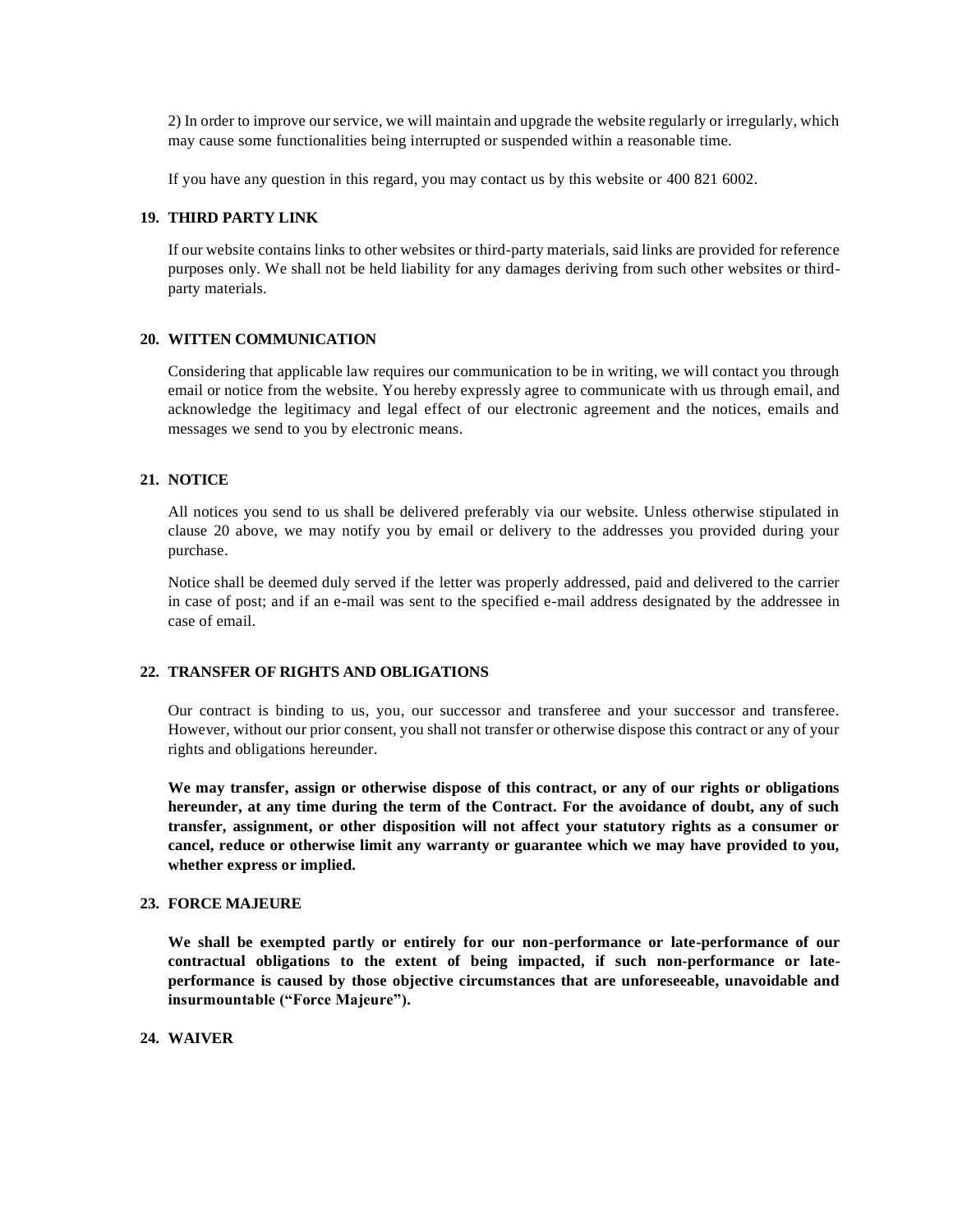2) In order to improve our service, we will maintain and upgrade the website regularly or irregularly, which may cause some functionalities being interrupted or suspended within a reasonable time.

If you have any question in this regard, you may contact us by this website or 400 821 6002.

## 19. THIRD PARTY LINK

If our website contains links to other websites or third-party materials, said links are provided for reference purposes only. We shall not be held liability for any damages deriving from such other websites or third-party materials.

## 20. WITTEN COMMUNICATION

Considering that applicable law requires our communication to be in writing, we will contact you through email or notice from the website. You hereby expressly agree to communicate with us through email, and acknowledge the legitimacy and legal effect of our electronic agreement and the notices, emails and messages we send to you by electronic means.

## 21. NOTICE

All notices you send to us shall be delivered preferably via our website. Unless otherwise stipulated in clause 20 above, we may notify you by email or delivery to the addresses you provided during your purchase.

Notice shall be deemed duly served if the letter was properly addressed, paid and delivered to the carrier in case of post; and if an e-mail was sent to the specified e-mail address designated by the addressee in case of email.

## 22. TRANSFER OF RIGHTS AND OBLIGATIONS

Our contract is binding to us, you, our successor and transferee and your successor and transferee. However, without our prior consent, you shall not transfer or otherwise dispose this contract or any of your rights and obligations hereunder.

**We may transfer, assign or otherwise dispose of this contract, or any of our rights or obligations hereunder, at any time during the term of the Contract. For the avoidance of doubt, any of such transfer, assignment, or other disposition will not affect your statutory rights as a consumer or cancel, reduce or otherwise limit any warranty or guarantee which we may have provided to you, whether express or implied.**

## 23. FORCE MAJEURE

**We shall be exempted partly or entirely for our non-performance or late-performance of our contractual obligations to the extent of being impacted, if such non-performance or late-performance is caused by those objective circumstances that are unforeseeable, unavoidable and insurmountable ("Force Majeure").**

## 24. WAIVER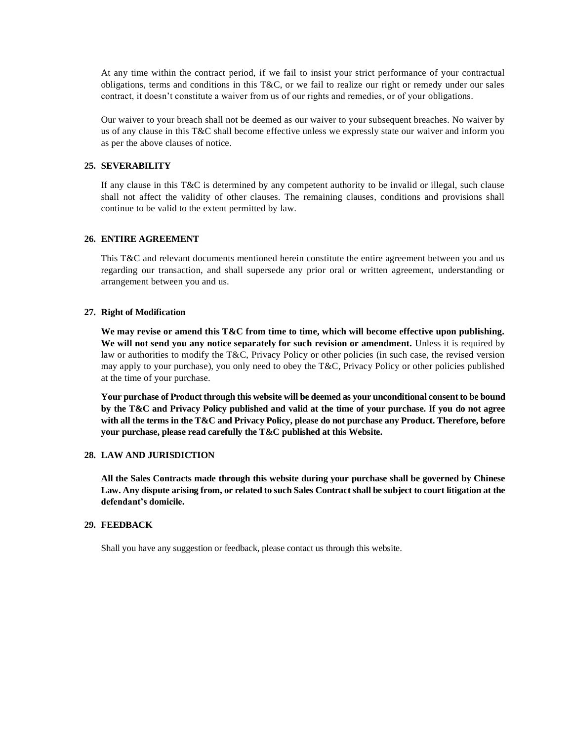At any time within the contract period, if we fail to insist your strict performance of your contractual obligations, terms and conditions in this T&C, or we fail to realize our right or remedy under our sales contract, it doesn't constitute a waiver from us of our rights and remedies, or of your obligations.

Our waiver to your breach shall not be deemed as our waiver to your subsequent breaches. No waiver by us of any clause in this T&C shall become effective unless we expressly state our waiver and inform you as per the above clauses of notice.

## 25. SEVERABILITY

If any clause in this T&C is determined by any competent authority to be invalid or illegal, such clause shall not affect the validity of other clauses. The remaining clauses, conditions and provisions shall continue to be valid to the extent permitted by law.

## 26. ENTIRE AGREEMENT

This T&C and relevant documents mentioned herein constitute the entire agreement between you and us regarding our transaction, and shall supersede any prior oral or written agreement, understanding or arrangement between you and us.

## 27. Right of Modification

**We may revise or amend this T&C from time to time, which will become effective upon publishing. We will not send you any notice separately for such revision or amendment.** Unless it is required by law or authorities to modify the T&C, Privacy Policy or other policies (in such case, the revised version may apply to your purchase), you only need to obey the T&C, Privacy Policy or other policies published at the time of your purchase.

**Your purchase of Product through this website will be deemed as your unconditional consent to be bound by the T&C and Privacy Policy published and valid at the time of your purchase. If you do not agree with all the terms in the T&C and Privacy Policy, please do not purchase any Product. Therefore, before your purchase, please read carefully the T&C published at this Website.**

## 28. LAW AND JURISDICTION

**All the Sales Contracts made through this website during your purchase shall be governed by Chinese Law. Any dispute arising from, or related to such Sales Contract shall be subject to court litigation at the defendant's domicile.**

## 29. FEEDBACK

Shall you have any suggestion or feedback, please contact us through this website.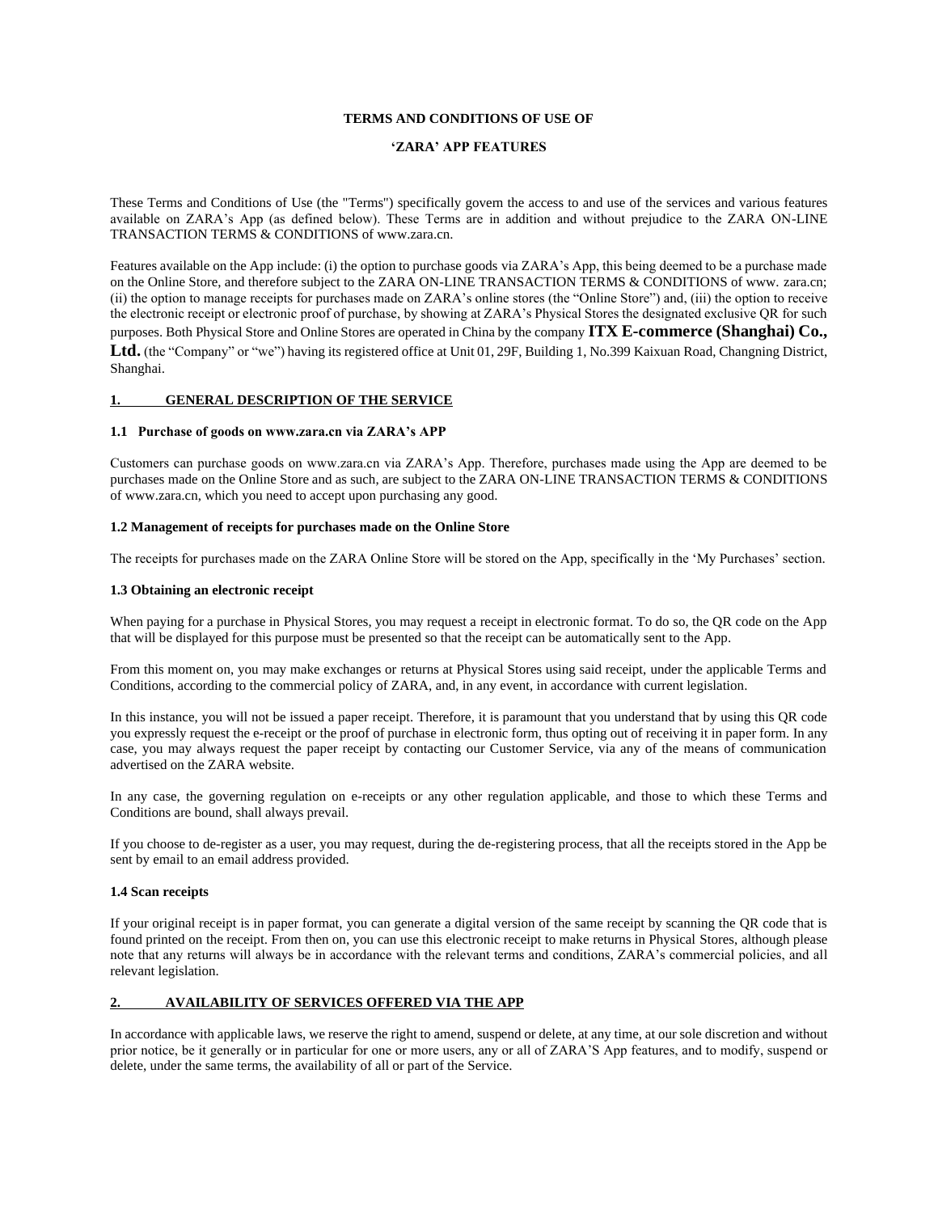**TERMS AND CONDITIONS OF USE OF**

**'ZARA' APP FEATURES**

These Terms and Conditions of Use (the "Terms") specifically govern the access to and use of the services and various features available on ZARA's App (as defined below). These Terms are in addition and without prejudice to the ZARA ON-LINE TRANSACTION TERMS & CONDITIONS of www.zara.cn.

Features available on the App include: (i) the option to purchase goods via ZARA's App, this being deemed to be a purchase made on the Online Store, and therefore subject to the ZARA ON-LINE TRANSACTION TERMS & CONDITIONS of www. zara.cn; (ii) the option to manage receipts for purchases made on ZARA's online stores (the "Online Store") and, (iii) the option to receive the electronic receipt or electronic proof of purchase, by showing at ZARA's Physical Stores the designated exclusive QR for such purposes. Both Physical Store and Online Stores are operated in China by the company **ITX E-commerce (Shanghai) Co., Ltd.** (the "Company" or "we") having its registered office at Unit 01, 29F, Building 1, No.399 Kaixuan Road, Changning District, Shanghai.

## 1. GENERAL DESCRIPTION OF THE SERVICE

### 1.1 Purchase of goods on www.zara.cn via ZARA's APP

Customers can purchase goods on www.zara.cn via ZARA's App. Therefore, purchases made using the App are deemed to be purchases made on the Online Store and as such, are subject to the ZARA ON-LINE TRANSACTION TERMS & CONDITIONS of www.zara.cn, which you need to accept upon purchasing any good.

### 1.2 Management of receipts for purchases made on the Online Store

The receipts for purchases made on the ZARA Online Store will be stored on the App, specifically in the 'My Purchases' section.

### 1.3 Obtaining an electronic receipt

When paying for a purchase in Physical Stores, you may request a receipt in electronic format. To do so, the QR code on the App that will be displayed for this purpose must be presented so that the receipt can be automatically sent to the App.

From this moment on, you may make exchanges or returns at Physical Stores using said receipt, under the applicable Terms and Conditions, according to the commercial policy of ZARA, and, in any event, in accordance with current legislation.

In this instance, you will not be issued a paper receipt. Therefore, it is paramount that you understand that by using this QR code you expressly request the e-receipt or the proof of purchase in electronic form, thus opting out of receiving it in paper form. In any case, you may always request the paper receipt by contacting our Customer Service, via any of the means of communication advertised on the ZARA website.

In any case, the governing regulation on e-receipts or any other regulation applicable, and those to which these Terms and Conditions are bound, shall always prevail.

If you choose to de-register as a user, you may request, during the de-registering process, that all the receipts stored in the App be sent by email to an email address provided.

### 1.4 Scan receipts

If your original receipt is in paper format, you can generate a digital version of the same receipt by scanning the QR code that is found printed on the receipt. From then on, you can use this electronic receipt to make returns in Physical Stores, although please note that any returns will always be in accordance with the relevant terms and conditions, ZARA's commercial policies, and all relevant legislation.

## 2. AVAILABILITY OF SERVICES OFFERED VIA THE APP

In accordance with applicable laws, we reserve the right to amend, suspend or delete, at any time, at our sole discretion and without prior notice, be it generally or in particular for one or more users, any or all of ZARA'S App features, and to modify, suspend or delete, under the same terms, the availability of all or part of the Service.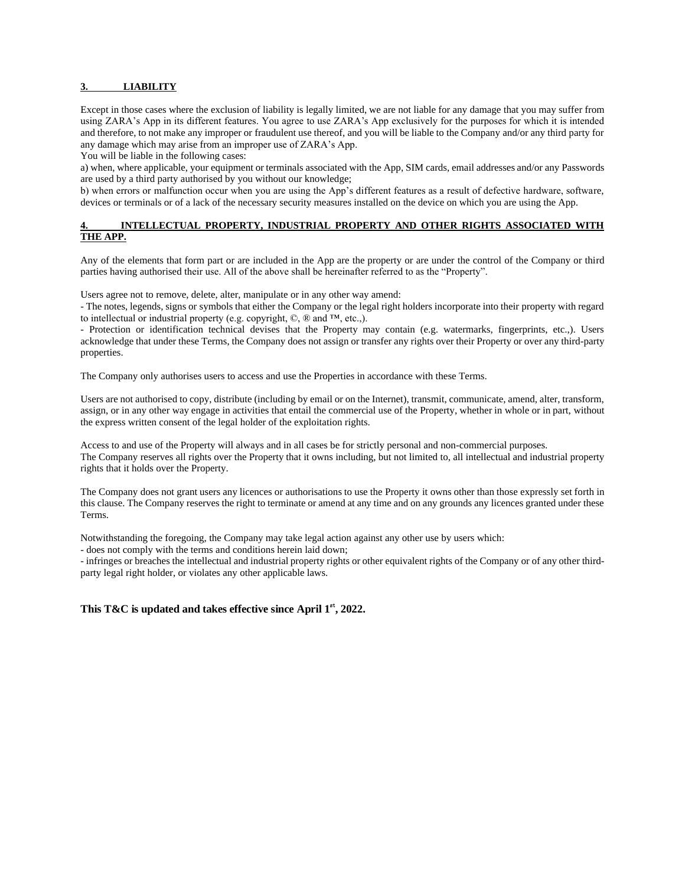## 3. LIABILITY

Except in those cases where the exclusion of liability is legally limited, we are not liable for any damage that you may suffer from using ZARA's App in its different features. You agree to use ZARA's App exclusively for the purposes for which it is intended and therefore, to not make any improper or fraudulent use thereof, and you will be liable to the Company and/or any third party for any damage which may arise from an improper use of ZARA's App.

You will be liable in the following cases:

a) when, where applicable, your equipment or terminals associated with the App, SIM cards, email addresses and/or any Passwords are used by a third party authorised by you without our knowledge;

b) when errors or malfunction occur when you are using the App's different features as a result of defective hardware, software, devices or terminals or of a lack of the necessary security measures installed on the device on which you are using the App.

## 4. INTELLECTUAL PROPERTY, INDUSTRIAL PROPERTY AND OTHER RIGHTS ASSOCIATED WITH THE APP.

Any of the elements that form part or are included in the App are the property or are under the control of the Company or third parties having authorised their use. All of the above shall be hereinafter referred to as the "Property".

Users agree not to remove, delete, alter, manipulate or in any other way amend:

- The notes, legends, signs or symbols that either the Company or the legal right holders incorporate into their property with regard to intellectual or industrial property (e.g. copyright, ©, ® and ™, etc.,).
- Protection or identification technical devises that the Property may contain (e.g. watermarks, fingerprints, etc.,). Users acknowledge that under these Terms, the Company does not assign or transfer any rights over their Property or over any third-party properties.

The Company only authorises users to access and use the Properties in accordance with these Terms.

Users are not authorised to copy, distribute (including by email or on the Internet), transmit, communicate, amend, alter, transform, assign, or in any other way engage in activities that entail the commercial use of the Property, whether in whole or in part, without the express written consent of the legal holder of the exploitation rights.

Access to and use of the Property will always and in all cases be for strictly personal and non-commercial purposes.

The Company reserves all rights over the Property that it owns including, but not limited to, all intellectual and industrial property rights that it holds over the Property.

The Company does not grant users any licences or authorisations to use the Property it owns other than those expressly set forth in this clause. The Company reserves the right to terminate or amend at any time and on any grounds any licences granted under these Terms.

Notwithstanding the foregoing, the Company may take legal action against any other use by users which:

- does not comply with the terms and conditions herein laid down;
- infringes or breaches the intellectual and industrial property rights or other equivalent rights of the Company or of any other third-party legal right holder, or violates any other applicable laws.

**This T&C is updated and takes effective since April 1st, 2022.**